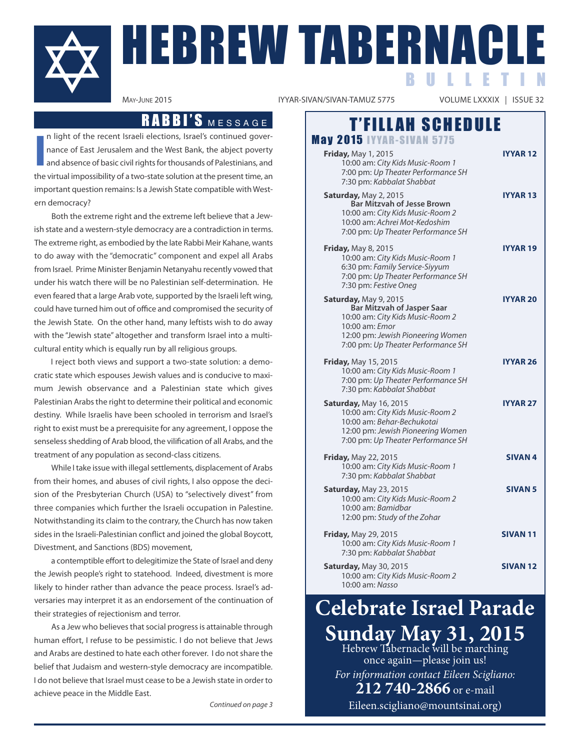# HEBREW TABERNACLE BULLETIN

May-June 2015 | IYYAR-SIVAN/SIVAN-TAMUZ 5775 | VOLUME LXXXIX | ISSUE 32

## RABBI'S MESSAGE

In light of the recent Israeli elections, Israel's continued governance of East Jerusalem and the West Bank, the abject poverty and absence of basic civil rights for thousands of Palestinians, and the virtual impossibility of a two-state solution at the present time, an important question remains: Is a Jewish State compatible with Western democracy?

Both the extreme right and the extreme left believe that a Jewish state and a western-style democracy are a contradiction in terms. The extreme right, as embodied by the late Rabbi Meir Kahane, wants to do away with the "democratic" component and expel all Arabs from Israel. Prime Minister Benjamin Netanyahu recently vowed that under his watch there will be no Palestinian self-determination. He even feared that a large Arab vote, supported by the Israeli left wing, could have turned him out of office and compromised the security of the Jewish State. On the other hand, many leftists wish to do away with the "Jewish state" altogether and transform Israel into a multicultural entity which is equally run by all religious groups.

I reject both views and support a two-state solution: a democratic state which espouses Jewish values and is conducive to maximum Jewish observance and a Palestinian state which gives Palestinian Arabs the right to determine their political and economic destiny. While Israelis have been schooled in terrorism and Israel's right to exist must be a prerequisite for any agreement, I oppose the senseless shedding of Arab blood, the vilification of all Arabs, and the treatment of any population as second-class citizens.

While I take issue with illegal settlements, displacement of Arabs from their homes, and abuses of civil rights, I also oppose the decision of the Presbyterian Church (USA) to "selectively divest" from three companies which further the Israeli occupation in Palestine. Notwithstanding its claim to the contrary, the Church has now taken sides in the Israeli-Palestinian conflict and joined the global Boycott, Divestment, and Sanctions (BDS) movement,

a contemptible effort to delegitimize the State of Israel and deny the Jewish people's right to statehood. Indeed, divestment is more likely to hinder rather than advance the peace process. Israel's adversaries may interpret it as an endorsement of the continuation of their strategies of rejectionism and terror.

As a Jew who believes that social progress is attainable through human effort, I refuse to be pessimistic. I do not believe that Jews and Arabs are destined to hate each other forever. I do not share the belief that Judaism and western-style democracy are incompatible. I do not believe that Israel must cease to be a Jewish state in order to achieve peace in the Middle East.

*Continued on page 3*

## T'FILLAH SCHEDULE

### May 2015 IYYAR-SIVAN 5775

**Friday,** May 1, 2015 — **IYYAR 12**
- 10:00 am: *City Kids Music-Room 1*
- 7:00 pm: *Up Theater Performance SH*
- 7:30 pm: *Kabbalat Shabbat*

**Saturday,** May 2, 2015 — **IYYAR 13**
- **Bar Mitzvah of Jesse Brown**
- 10:00 am: *City Kids Music-Room 2*
- 10:00 am: *Achrei Mot-Kedoshim*
- 7:00 pm: *Up Theater Performance SH*

**Friday,** May 8, 2015 — **IYYAR 19**
- 10:00 am: *City Kids Music-Room 1*
- 6:30 pm: *Family Service-Siyyum*
- 7:00 pm: *Up Theater Performance SH*
- 7:30 pm: *Festive Oneg*

**Saturday,** May 9, 2015 — **IYYAR 20**
- **Bar Mitzvah of Jasper Saar**
- 10:00 am: *City Kids Music-Room 2*
- 10:00 am: *Emor*
- 12:00 pm: *Jewish Pioneering Women*
- 7:00 pm: *Up Theater Performance SH*

**Friday,** May 15, 2015 — **IYYAR 26**
- 10:00 am: *City Kids Music-Room 1*
- 7:00 pm: *Up Theater Performance SH*
- 7:30 pm: *Kabbalat Shabbat*

**Saturday,** May 16, 2015 — **IYYAR 27**
- 10:00 am: *City Kids Music-Room 2*
- 10:00 am: *Behar-Bechukotai*
- 12:00 pm: *Jewish Pioneering Women*
- 7:00 pm: *Up Theater Performance SH*

**Friday,** May 22, 2015 — **SIVAN 4**
- 10:00 am: *City Kids Music-Room 1*
- 7:30 pm: *Kabbalat Shabbat*

**Saturday,** May 23, 2015 — **SIVAN 5**
- 10:00 am: *City Kids Music-Room 2*
- 10:00 am: *Bamidbar*
- 12:00 pm: *Study of the Zohar*

**Friday,** May 29, 2015 — **SIVAN 11**
- 10:00 am: *City Kids Music-Room 1*
- 7:30 pm: *Kabbalat Shabbat*

**Saturday,** May 30, 2015 — **SIVAN 12**
- 10:00 am: *City Kids Music-Room 2*
- 10:00 am: *Nasso*

## Celebrate Israel Parade
## Sunday May 31, 2015

Hebrew Tabernacle will be marching once again—please join us!

*For information contact Eileen Scigliano:*

**212 740-2866** or e-mail

Eileen.scigliano@mountsinai.org)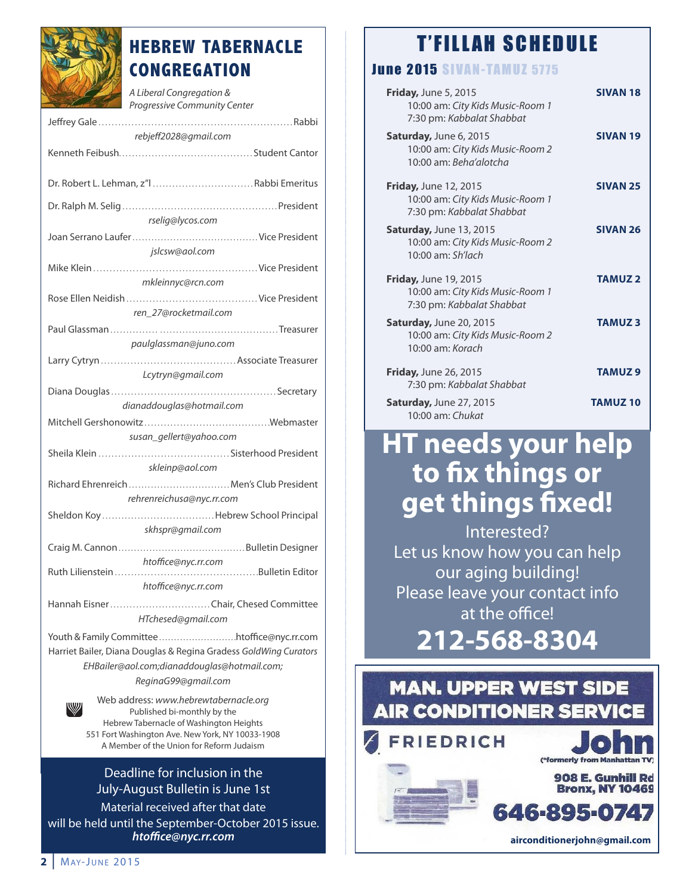# HEBREW TABERNACLE CONGREGATION

*A Liberal Congregation & Progressive Community Center*

Jeffrey Gale ........ Rabbi
*rebjeff2028@gmail.com*

Kenneth Feibush ........ Student Cantor

Dr. Robert L. Lehman, z"l ........ Rabbi Emeritus

Dr. Ralph M. Selig ........ President
*rselig@lycos.com*

Joan Serrano Laufer ........ Vice President
*jslcsw@aol.com*

Mike Klein ........ Vice President
*mkleinnyc@rcn.com*

Rose Ellen Neidish ........ Vice President
*ren_27@rocketmail.com*

Paul Glassman ........ Treasurer
*paulglassman@juno.com*

Larry Cytryn ........ Associate Treasurer
*Lcytryn@gmail.com*

Diana Douglas ........ Secretary
*dianaddouglas@hotmail.com*

Mitchell Gershonowitz ........ Webmaster
*susan_gellert@yahoo.com*

Sheila Klein ........ Sisterhood President
*skleinp@aol.com*

Richard Ehrenreich ........ Men's Club President
*rehrenreichusa@nyc.rr.com*

Sheldon Koy ........ Hebrew School Principal
*skhspr@gmail.com*

Craig M. Cannon ........ Bulletin Designer
*htoffice@nyc.rr.com*

Ruth Lilienstein ........ Bulletin Editor
*htoffice@nyc.rr.com*

Hannah Eisner ........ Chair, Chesed Committee
*HTchesed@gmail.com*

Youth & Family Committee ........ htoffice@nyc.rr.com

Harriet Bailer, Diana Douglas & Regina Gradess *GoldWing Curators*
*EHBailer@aol.com;dianaddouglas@hotmail.com; ReginaG99@gmail.com*

Web address: *www.hebrewtabernacle.org*
Published bi-monthly by the
Hebrew Tabernacle of Washington Heights
551 Fort Washington Ave. New York, NY 10033-1908
A Member of the Union for Reform Judaism

Deadline for inclusion in the July-August Bulletin is June 1st
Material received after that date will be held until the September-October 2015 issue.
***htoffice@nyc.rr.com***

# T'FILLAH SCHEDULE

## June 2015 SIVAN-TAMUZ 5775

**Friday,** June 5, 2015 — **SIVAN 18**
10:00 am: *City Kids Music-Room 1*
7:30 pm: *Kabbalat Shabbat*

**Saturday,** June 6, 2015 — **SIVAN 19**
10:00 am: *City Kids Music-Room 2*
10:00 am: *Beha'alotcha*

**Friday,** June 12, 2015 — **SIVAN 25**
10:00 am: *City Kids Music-Room 1*
7:30 pm: *Kabbalat Shabbat*

**Saturday,** June 13, 2015 — **SIVAN 26**
10:00 am: *City Kids Music-Room 2*
10:00 am: *Sh'lach*

**Friday,** June 19, 2015 — **TAMUZ 2**
10:00 am: *City Kids Music-Room 1*
7:30 pm: *Kabbalat Shabbat*

**Saturday,** June 20, 2015 — **TAMUZ 3**
10:00 am: *City Kids Music-Room 2*
10:00 am: *Korach*

**Friday,** June 26, 2015 — **TAMUZ 9**
7:30 pm: *Kabbalat Shabbat*

**Saturday,** June 27, 2015 — **TAMUZ 10**
10:00 am: *Chukat*

# HT needs your help to fix things or get things fixed!

Interested?
Let us know how you can help our aging building!
Please leave your contact info at the office!

**212-568-8304**

**MAN. UPPER WEST SIDE AIR CONDITIONER SERVICE**

FRIEDRICH

**John**
(*formerly from Manhattan TV)

908 E. Gunhill Rd
Bronx, NY 10469

**646-895-0747**

**airconditionerjohn@gmail.com**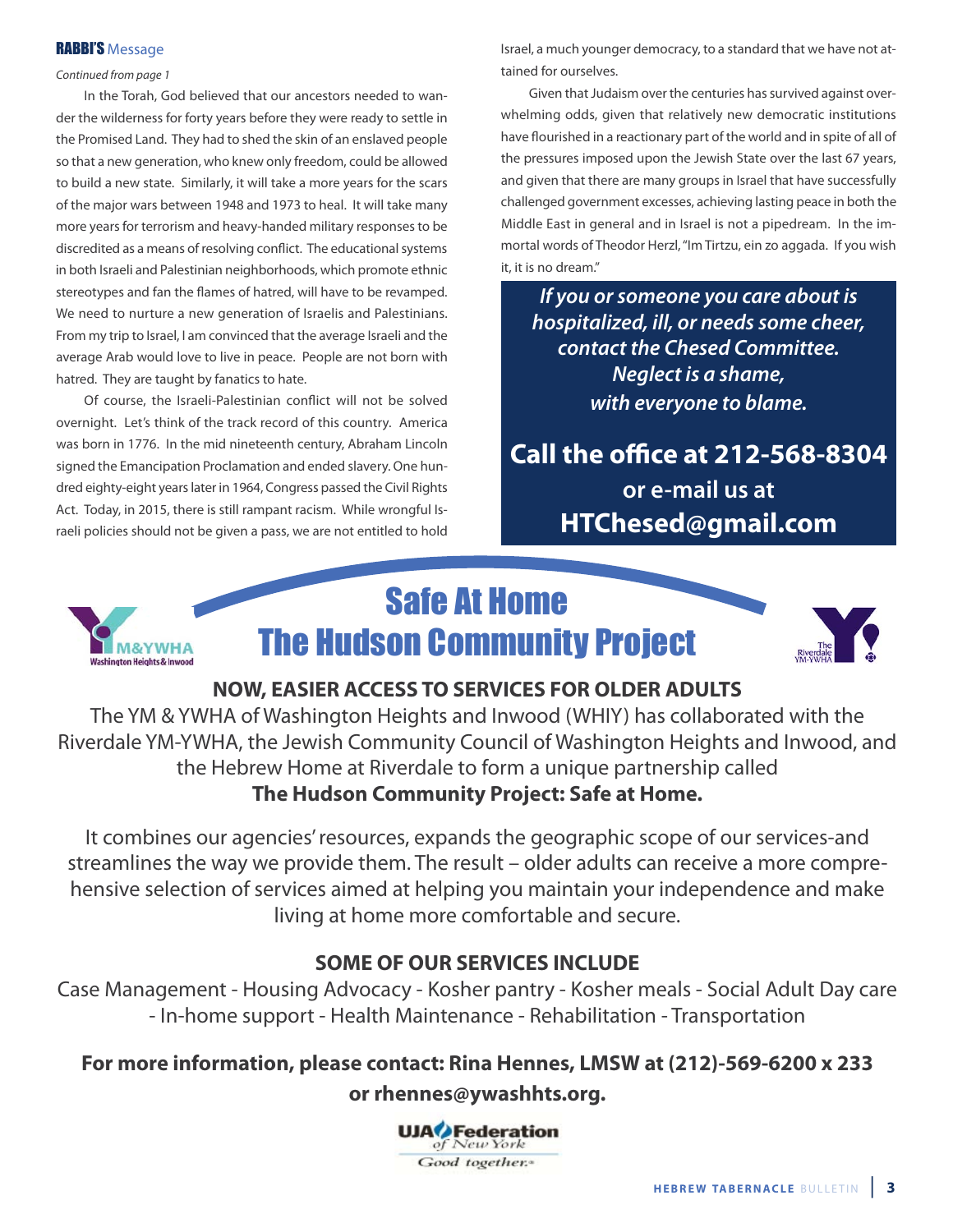## RABBI'S Message

*Continued from page 1*

In the Torah, God believed that our ancestors needed to wander the wilderness for forty years before they were ready to settle in the Promised Land. They had to shed the skin of an enslaved people so that a new generation, who knew only freedom, could be allowed to build a new state. Similarly, it will take a more years for the scars of the major wars between 1948 and 1973 to heal. It will take many more years for terrorism and heavy-handed military responses to be discredited as a means of resolving conflict. The educational systems in both Israeli and Palestinian neighborhoods, which promote ethnic stereotypes and fan the flames of hatred, will have to be revamped. We need to nurture a new generation of Israelis and Palestinians. From my trip to Israel, I am convinced that the average Israeli and the average Arab would love to live in peace. People are not born with hatred. They are taught by fanatics to hate.

Of course, the Israeli-Palestinian conflict will not be solved overnight. Let's think of the track record of this country. America was born in 1776. In the mid nineteenth century, Abraham Lincoln signed the Emancipation Proclamation and ended slavery. One hundred eighty-eight years later in 1964, Congress passed the Civil Rights Act. Today, in 2015, there is still rampant racism. While wrongful Israeli policies should not be given a pass, we are not entitled to hold Israel, a much younger democracy, to a standard that we have not attained for ourselves.

Given that Judaism over the centuries has survived against overwhelming odds, given that relatively new democratic institutions have flourished in a reactionary part of the world and in spite of all of the pressures imposed upon the Jewish State over the last 67 years, and given that there are many groups in Israel that have successfully challenged government excesses, achieving lasting peace in both the Middle East in general and in Israel is not a pipedream. In the immortal words of Theodor Herzl, "Im Tirtzu, ein zo aggada. If you wish it, it is no dream."

***If you or someone you care about is hospitalized, ill, or needs some cheer, contact the Chesed Committee. Neglect is a shame, with everyone to blame.***

**Call the office at 212-568-8304**
**or e-mail us at**
**HTChesed@gmail.com**

M&YWHA Washington Heights & Inwood

# Safe At Home
# The Hudson Community Project

The Riverdale YM-YWHA

### NOW, EASIER ACCESS TO SERVICES FOR OLDER ADULTS

The YM & YWHA of Washington Heights and Inwood (WHIY) has collaborated with the Riverdale YM-YWHA, the Jewish Community Council of Washington Heights and Inwood, and the Hebrew Home at Riverdale to form a unique partnership called
**The Hudson Community Project: Safe at Home.**

It combines our agencies' resources, expands the geographic scope of our services-and streamlines the way we provide them. The result – older adults can receive a more comprehensive selection of services aimed at helping you maintain your independence and make living at home more comfortable and secure.

### SOME OF OUR SERVICES INCLUDE

Case Management - Housing Advocacy - Kosher pantry - Kosher meals - Social Adult Day care - In-home support - Health Maintenance - Rehabilitation - Transportation

**For more information, please contact: Rina Hennes, LMSW at (212)-569-6200 x 233 or rhennes@ywashhts.org.**

UJA Federation of New York
Good together.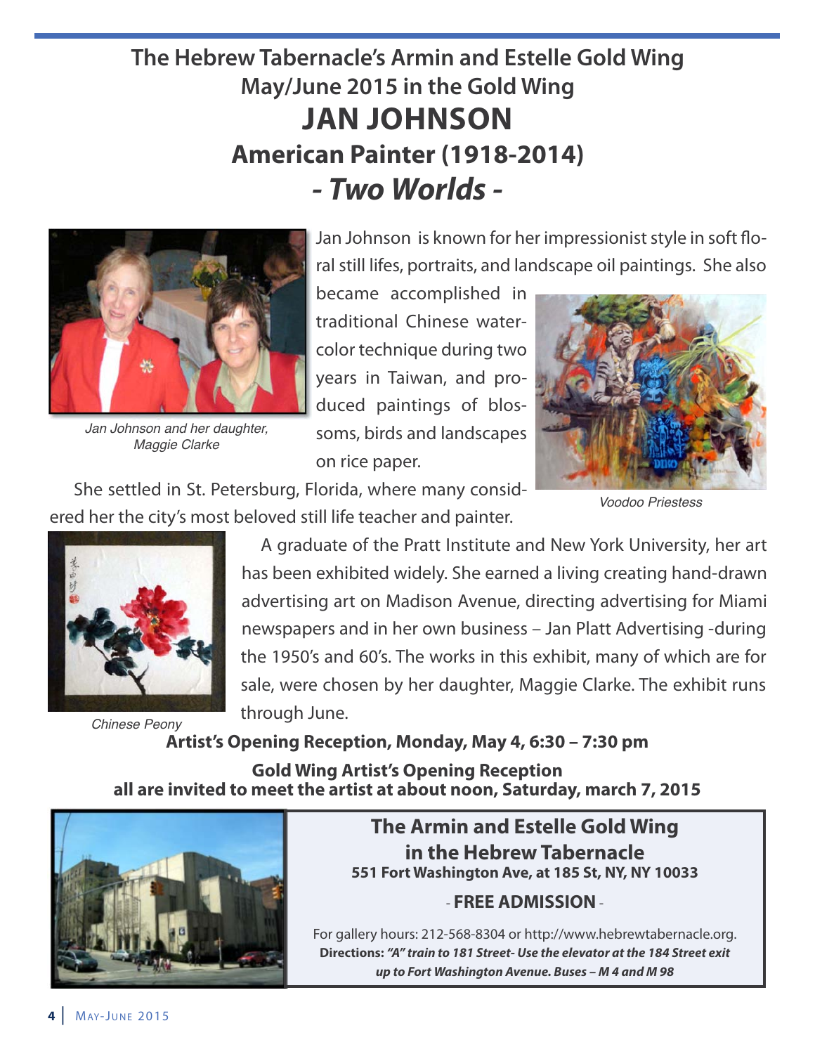# The Hebrew Tabernacle's Armin and Estelle Gold Wing

## May/June 2015 in the Gold Wing

# JAN JOHNSON

## American Painter (1918-2014)

## *- Two Worlds -*

Jan Johnson and her daughter, Maggie Clarke

Jan Johnson is known for her impressionist style in soft floral still lifes, portraits, and landscape oil paintings. She also became accomplished in traditional Chinese watercolor technique during two years in Taiwan, and produced paintings of blossoms, birds and landscapes on rice paper.

Voodoo Priestess

She settled in St. Petersburg, Florida, where many considered her the city's most beloved still life teacher and painter.

Chinese Peony

A graduate of the Pratt Institute and New York University, her art has been exhibited widely. She earned a living creating hand-drawn advertising art on Madison Avenue, directing advertising for Miami newspapers and in her own business – Jan Platt Advertising -during the 1950's and 60's. The works in this exhibit, many of which are for sale, were chosen by her daughter, Maggie Clarke. The exhibit runs through June.

**Artist's Opening Reception, Monday, May 4, 6:30 – 7:30 pm**

**Gold Wing Artist's Opening Reception**
**all are invited to meet the artist at about noon, Saturday, march 7, 2015**

### The Armin and Estelle Gold Wing in the Hebrew Tabernacle

**551 Fort Washington Ave, at 185 St, NY, NY 10033**

- **FREE ADMISSION** -

For gallery hours: 212-568-8304 or http://www.hebrewtabernacle.org.

**Directions: *"A" train to 181 Street- Use the elevator at the 184 Street exit up to Fort Washington Avenue. Buses – M 4 and M 98***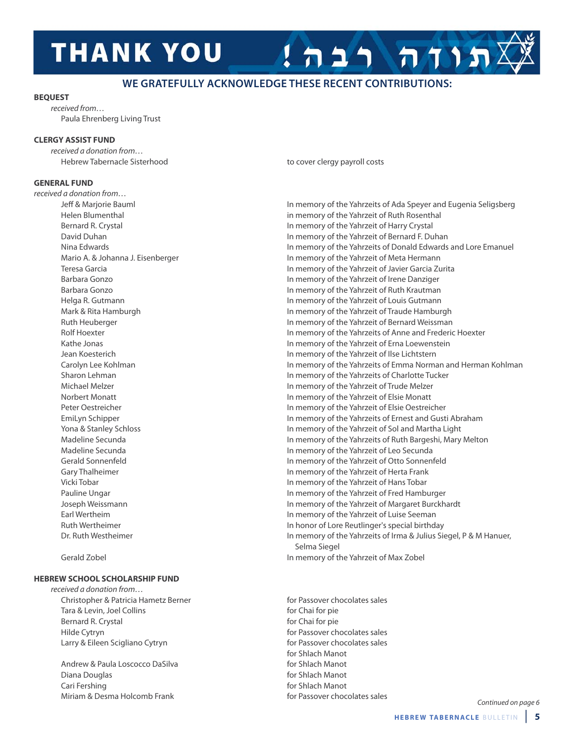# THANK YOU תודה רבה!

## WE GRATEFULLY ACKNOWLEDGE THESE RECENT CONTRIBUTIONS:

**BEQUEST**

*received from…*

Paula Ehrenberg Living Trust

**CLERGY ASSIST FUND**

*received a donation from…*

| | |
|---|---|
| Hebrew Tabernacle Sisterhood | to cover clergy payroll costs |

**GENERAL FUND**

*received a donation from…*

| | |
|---|---|
| Jeff & Marjorie Bauml | In memory of the Yahrzeits of Ada Speyer and Eugenia Seligsberg |
| Helen Blumenthal | in memory of the Yahrzeit of Ruth Rosenthal |
| Bernard R. Crystal | In memory of the Yahrzeit of Harry Crystal |
| David Duhan | In memory of the Yahrzeit of Bernard F. Duhan |
| Nina Edwards | In memory of the Yahrzeits of Donald Edwards and Lore Emanuel |
| Mario A. & Johanna J. Eisenberger | In memory of the Yahrzeit of Meta Hermann |
| Teresa Garcia | In memory of the Yahrzeit of Javier Garcia Zurita |
| Barbara Gonzo | In memory of the Yahrzeit of Irene Danziger |
| Barbara Gonzo | In memory of the Yahrzeit of Ruth Krautman |
| Helga R. Gutmann | In memory of the Yahrzeit of Louis Gutmann |
| Mark & Rita Hamburgh | In memory of the Yahrzeit of Traude Hamburgh |
| Ruth Heuberger | In memory of the Yahrzeit of Bernard Weissman |
| Rolf Hoexter | In memory of the Yahrzeits of Anne and Frederic Hoexter |
| Kathe Jonas | In memory of the Yahrzeit of Erna Loewenstein |
| Jean Koesterich | In memory of the Yahrzeit of Ilse Lichtstern |
| Carolyn Lee Kohlman | In memory of the Yahrzeits of Emma Norman and Herman Kohlman |
| Sharon Lehman | In memory of the Yahrzeits of Charlotte Tucker |
| Michael Melzer | In memory of the Yahrzeit of Trude Melzer |
| Norbert Monatt | In memory of the Yahrzeit of Elsie Monatt |
| Peter Oestreicher | In memory of the Yahrzeit of Elsie Oestreicher |
| EmiLyn Schipper | In memory of the Yahrzeits of Ernest and Gusti Abraham |
| Yona & Stanley Schloss | In memory of the Yahrzeit of Sol and Martha Light |
| Madeline Secunda | In memory of the Yahrzeits of Ruth Bargeshi, Mary Melton |
| Madeline Secunda | In memory of the Yahrzeit of Leo Secunda |
| Gerald Sonnenfeld | In memory of the Yahrzeit of Otto Sonnenfeld |
| Gary Thalheimer | In memory of the Yahrzeit of Herta Frank |
| Vicki Tobar | In memory of the Yahrzeit of Hans Tobar |
| Pauline Ungar | In memory of the Yahrzeit of Fred Hamburger |
| Joseph Weissmann | In memory of the Yahrzeit of Margaret Burckhardt |
| Earl Wertheim | In memory of the Yahrzeit of Luise Seeman |
| Ruth Wertheimer | In honor of Lore Reutlinger's special birthday |
| Dr. Ruth Westheimer | In memory of the Yahrzeits of Irma & Julius Siegel, P & M Hanuer, Selma Siegel |
| Gerald Zobel | In memory of the Yahrzeit of Max Zobel |

**HEBREW SCHOOL SCHOLARSHIP FUND**

*received a donation from…*

| | |
|---|---|
| Christopher & Patricia Hametz Berner | for Passover chocolates sales |
| Tara & Levin, Joel Collins | for Chai for pie |
| Bernard R. Crystal | for Chai for pie |
| Hilde Cytryn | for Passover chocolates sales |
| Larry & Eileen Scigliano Cytryn | for Passover chocolates sales<br>for Shlach Manot |
| Andrew & Paula Loscocco DaSilva | for Shlach Manot |
| Diana Douglas | for Shlach Manot |
| Cari Fershing | for Shlach Manot |
| Miriam & Desma Holcomb Frank | for Passover chocolates sales |

*Continued on page 6*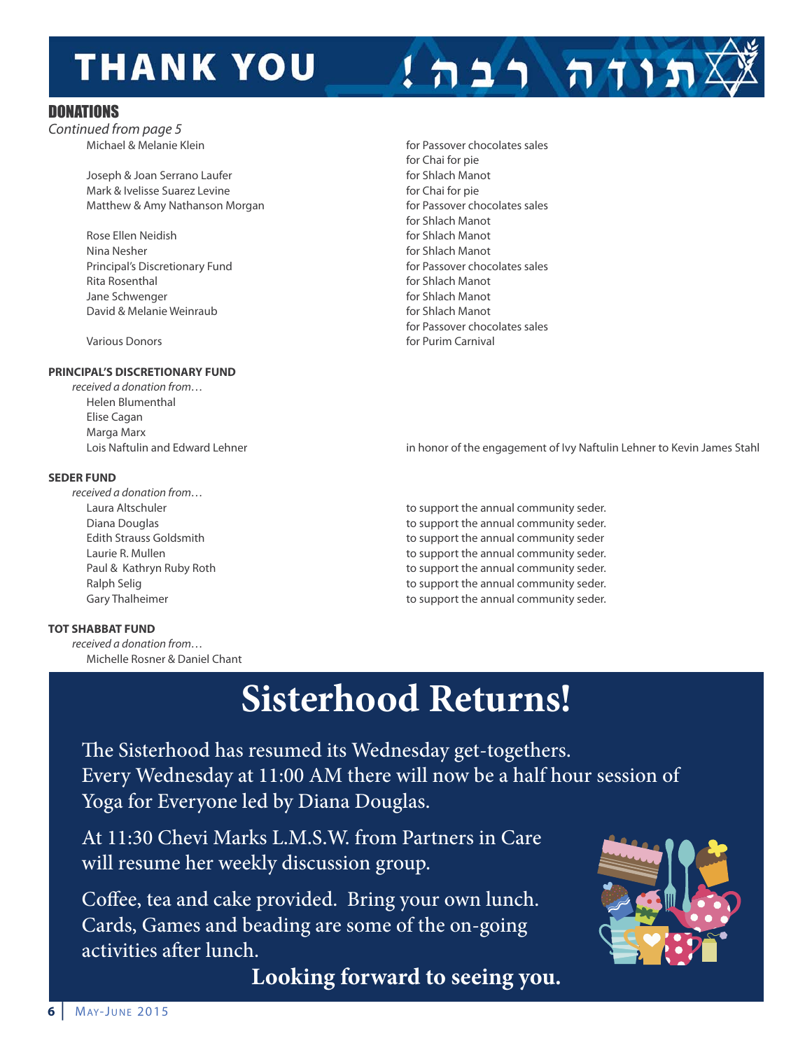# THANK YOU !תודה רבה

## DONATIONS

*Continued from page 5*

| | |
|---|---|
| Michael & Melanie Klein | for Passover chocolates sales |
| | for Chai for pie |
| Joseph & Joan Serrano Laufer | for Shlach Manot |
| Mark & Ivelisse Suarez Levine | for Chai for pie |
| Matthew & Amy Nathanson Morgan | for Passover chocolates sales |
| | for Shlach Manot |
| Rose Ellen Neidish | for Shlach Manot |
| Nina Nesher | for Shlach Manot |
| Principal's Discretionary Fund | for Passover chocolates sales |
| Rita Rosenthal | for Shlach Manot |
| Jane Schwenger | for Shlach Manot |
| David & Melanie Weinraub | for Shlach Manot |
| | for Passover chocolates sales |
| Various Donors | for Purim Carnival |

**PRINCIPAL'S DISCRETIONARY FUND**

*received a donation from…*

| | |
|---|---|
| Helen Blumenthal | |
| Elise Cagan | |
| Marga Marx | |
| Lois Naftulin and Edward Lehner | in honor of the engagement of Ivy Naftulin Lehner to Kevin James Stahl |

**SEDER FUND**

*received a donation from…*

| | |
|---|---|
| Laura Altschuler | to support the annual community seder. |
| Diana Douglas | to support the annual community seder. |
| Edith Strauss Goldsmith | to support the annual community seder |
| Laurie R. Mullen | to support the annual community seder. |
| Paul & Kathryn Ruby Roth | to support the annual community seder. |
| Ralph Selig | to support the annual community seder. |
| Gary Thalheimer | to support the annual community seder. |

**TOT SHABBAT FUND**

*received a donation from…*

Michelle Rosner & Daniel Chant

# Sisterhood Returns!

The Sisterhood has resumed its Wednesday get-togethers. Every Wednesday at 11:00 AM there will now be a half hour session of Yoga for Everyone led by Diana Douglas.

At 11:30 Chevi Marks L.M.S.W. from Partners in Care will resume her weekly discussion group.

Coffee, tea and cake provided. Bring your own lunch. Cards, Games and beading are some of the on-going activities after lunch.

**Looking forward to seeing you.**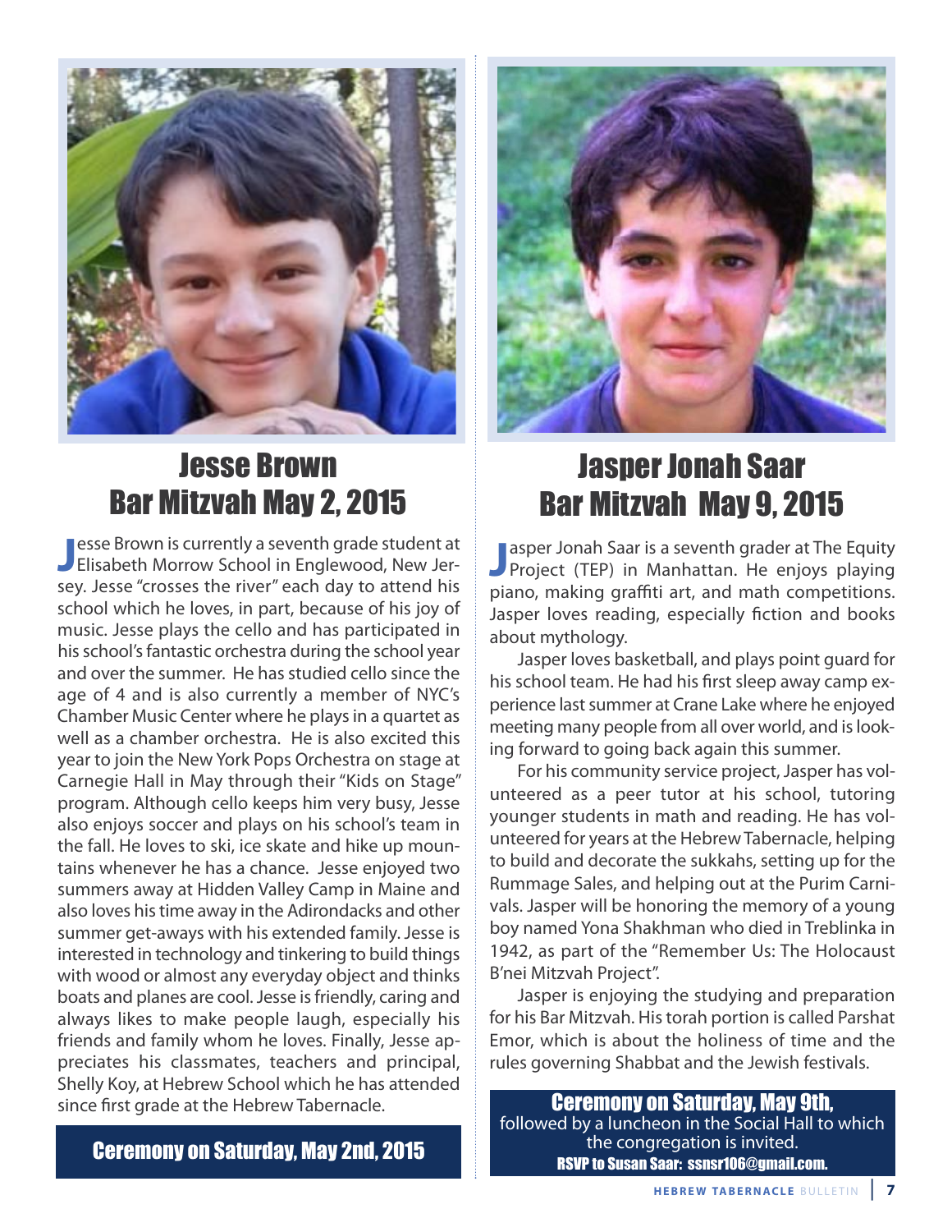## Jesse Brown
## Bar Mitzvah May 2, 2015

Jesse Brown is currently a seventh grade student at Elisabeth Morrow School in Englewood, New Jersey. Jesse "crosses the river" each day to attend his school which he loves, in part, because of his joy of music. Jesse plays the cello and has participated in his school's fantastic orchestra during the school year and over the summer. He has studied cello since the age of 4 and is also currently a member of NYC's Chamber Music Center where he plays in a quartet as well as a chamber orchestra. He is also excited this year to join the New York Pops Orchestra on stage at Carnegie Hall in May through their "Kids on Stage" program. Although cello keeps him very busy, Jesse also enjoys soccer and plays on his school's team in the fall. He loves to ski, ice skate and hike up mountains whenever he has a chance. Jesse enjoyed two summers away at Hidden Valley Camp in Maine and also loves his time away in the Adirondacks and other summer get-aways with his extended family. Jesse is interested in technology and tinkering to build things with wood or almost any everyday object and thinks boats and planes are cool. Jesse is friendly, caring and always likes to make people laugh, especially his friends and family whom he loves. Finally, Jesse appreciates his classmates, teachers and principal, Shelly Koy, at Hebrew School which he has attended since first grade at the Hebrew Tabernacle.

**Ceremony on Saturday, May 2nd, 2015**

## Jasper Jonah Saar
## Bar Mitzvah May 9, 2015

Jasper Jonah Saar is a seventh grader at The Equity Project (TEP) in Manhattan. He enjoys playing piano, making graffiti art, and math competitions. Jasper loves reading, especially fiction and books about mythology.

Jasper loves basketball, and plays point guard for his school team. He had his first sleep away camp experience last summer at Crane Lake where he enjoyed meeting many people from all over world, and is looking forward to going back again this summer.

For his community service project, Jasper has volunteered as a peer tutor at his school, tutoring younger students in math and reading. He has volunteered for years at the Hebrew Tabernacle, helping to build and decorate the sukkahs, setting up for the Rummage Sales, and helping out at the Purim Carnivals. Jasper will be honoring the memory of a young boy named Yona Shakhman who died in Treblinka in 1942, as part of the "Remember Us: The Holocaust B'nei Mitzvah Project".

Jasper is enjoying the studying and preparation for his Bar Mitzvah. His torah portion is called Parshat Emor, which is about the holiness of time and the rules governing Shabbat and the Jewish festivals.

**Ceremony on Saturday, May 9th,**
followed by a luncheon in the Social Hall to which the congregation is invited.
**RSVP to Susan Saar: ssnsr106@gmail.com.**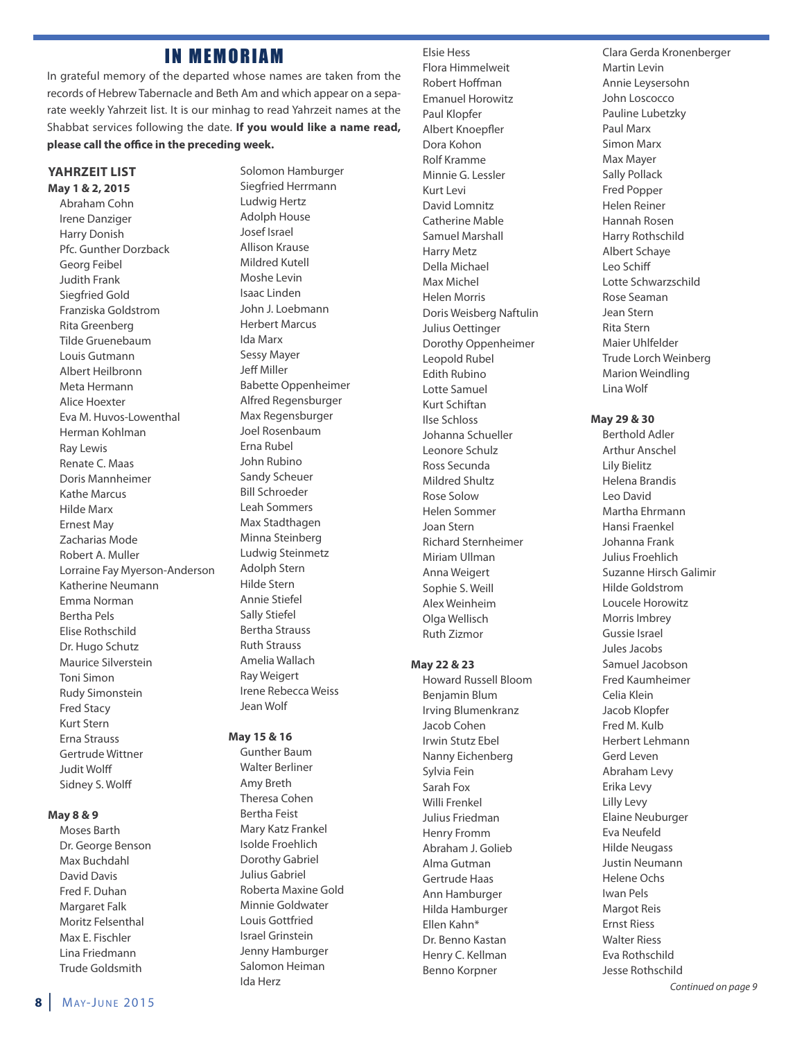# IN MEMORIAM

In grateful memory of the departed whose names are taken from the records of Hebrew Tabernacle and Beth Am and which appear on a separate weekly Yahrzeit list. It is our minhag to read Yahrzeit names at the Shabbat services following the date. **If you would like a name read, please call the office in the preceding week.**

## YAHRZEIT LIST

**May 1 & 2, 2015**

Abraham Cohn
Irene Danziger
Harry Donish
Pfc. Gunther Dorzback
Georg Feibel
Judith Frank
Siegfried Gold
Franziska Goldstrom
Rita Greenberg
Tilde Gruenebaum
Louis Gutmann
Albert Heilbronn
Meta Hermann
Alice Hoexter
Eva M. Huvos-Lowenthal
Herman Kohlman
Ray Lewis
Renate C. Maas
Doris Mannheimer
Kathe Marcus
Hilde Marx
Ernest May
Zacharias Mode
Robert A. Muller
Lorraine Fay Myerson-Anderson
Katherine Neumann
Emma Norman
Bertha Pels
Elise Rothschild
Dr. Hugo Schutz
Maurice Silverstein
Toni Simon
Rudy Simonstein
Fred Stacy
Kurt Stern
Erna Strauss
Gertrude Wittner
Judit Wolff
Sidney S. Wolff

**May 8 & 9**

Moses Barth
Dr. George Benson
Max Buchdahl
David Davis
Fred F. Duhan
Margaret Falk
Moritz Felsenthal
Max E. Fischler
Lina Friedmann
Trude Goldsmith
Solomon Hamburger
Siegfried Herrmann
Ludwig Hertz
Adolph House
Josef Israel
Allison Krause
Mildred Kutell
Moshe Levin
Isaac Linden
John J. Loebmann
Herbert Marcus
Ida Marx
Sessy Mayer
Jeff Miller
Babette Oppenheimer
Alfred Regensburger
Max Regensburger
Joel Rosenbaum
Erna Rubel
John Rubino
Sandy Scheuer
Bill Schroeder
Leah Sommers
Max Stadthagen
Minna Steinberg
Ludwig Steinmetz
Adolph Stern
Hilde Stern
Annie Stiefel
Sally Stiefel
Bertha Strauss
Ruth Strauss
Amelia Wallach
Ray Weigert
Irene Rebecca Weiss
Jean Wolf

**May 15 & 16**

Gunther Baum
Walter Berliner
Amy Breth
Theresa Cohen
Bertha Feist
Mary Katz Frankel
Isolde Froehlich
Dorothy Gabriel
Julius Gabriel
Roberta Maxine Gold
Minnie Goldwater
Louis Gottfried
Israel Grinstein
Jenny Hamburger
Salomon Heiman
Ida Herz
Elsie Hess
Flora Himmelweit
Robert Hoffman
Emanuel Horowitz
Paul Klopfer
Albert Knoepfler
Dora Kohon
Rolf Kramme
Minnie G. Lessler
Kurt Levi
David Lomnitz
Catherine Mable
Samuel Marshall
Harry Metz
Della Michael
Max Michel
Helen Morris
Doris Weisberg Naftulin
Julius Oettinger
Dorothy Oppenheimer
Leopold Rubel
Edith Rubino
Lotte Samuel
Kurt Schiftan
Ilse Schloss
Johanna Schueller
Leonore Schulz
Ross Secunda
Mildred Shultz
Rose Solow
Helen Sommer
Joan Stern
Richard Sternheimer
Miriam Ullman
Anna Weigert
Sophie S. Weill
Alex Weinheim
Olga Wellisch
Ruth Zizmor

**May 22 & 23**

Howard Russell Bloom
Benjamin Blum
Irving Blumenkranz
Jacob Cohen
Irwin Stutz Ebel
Nanny Eichenberg
Sylvia Fein
Sarah Fox
Willi Frenkel
Julius Friedman
Henry Fromm
Abraham J. Golieb
Alma Gutman
Gertrude Haas
Ann Hamburger
Hilda Hamburger
Ellen Kahn*
Dr. Benno Kastan
Henry C. Kellman
Benno Korpner
Clara Gerda Kronenberger
Martin Levin
Annie Leysersohn
John Loscocco
Pauline Lubetzky
Paul Marx
Simon Marx
Max Mayer
Sally Pollack
Fred Popper
Helen Reiner
Hannah Rosen
Harry Rothschild
Albert Schaye
Leo Schiff
Lotte Schwarzschild
Rose Seaman
Jean Stern
Rita Stern
Maier Uhlfelder
Trude Lorch Weinberg
Marion Weindling
Lina Wolf

**May 29 & 30**

Berthold Adler
Arthur Anschel
Lily Bielitz
Helena Brandis
Leo David
Martha Ehrmann
Hansi Fraenkel
Johanna Frank
Julius Froehlich
Suzanne Hirsch Galimir
Hilde Goldstrom
Loucele Horowitz
Morris Imbrey
Gussie Israel
Jules Jacobs
Samuel Jacobson
Fred Kaumheimer
Celia Klein
Jacob Klopfer
Fred M. Kulb
Herbert Lehmann
Gerd Leven
Abraham Levy
Erika Levy
Lilly Levy
Elaine Neuburger
Eva Neufeld
Hilde Neugass
Justin Neumann
Helene Ochs
Iwan Pels
Margot Reis
Ernst Riess
Walter Riess
Eva Rothschild
Jesse Rothschild

*Continued on page 9*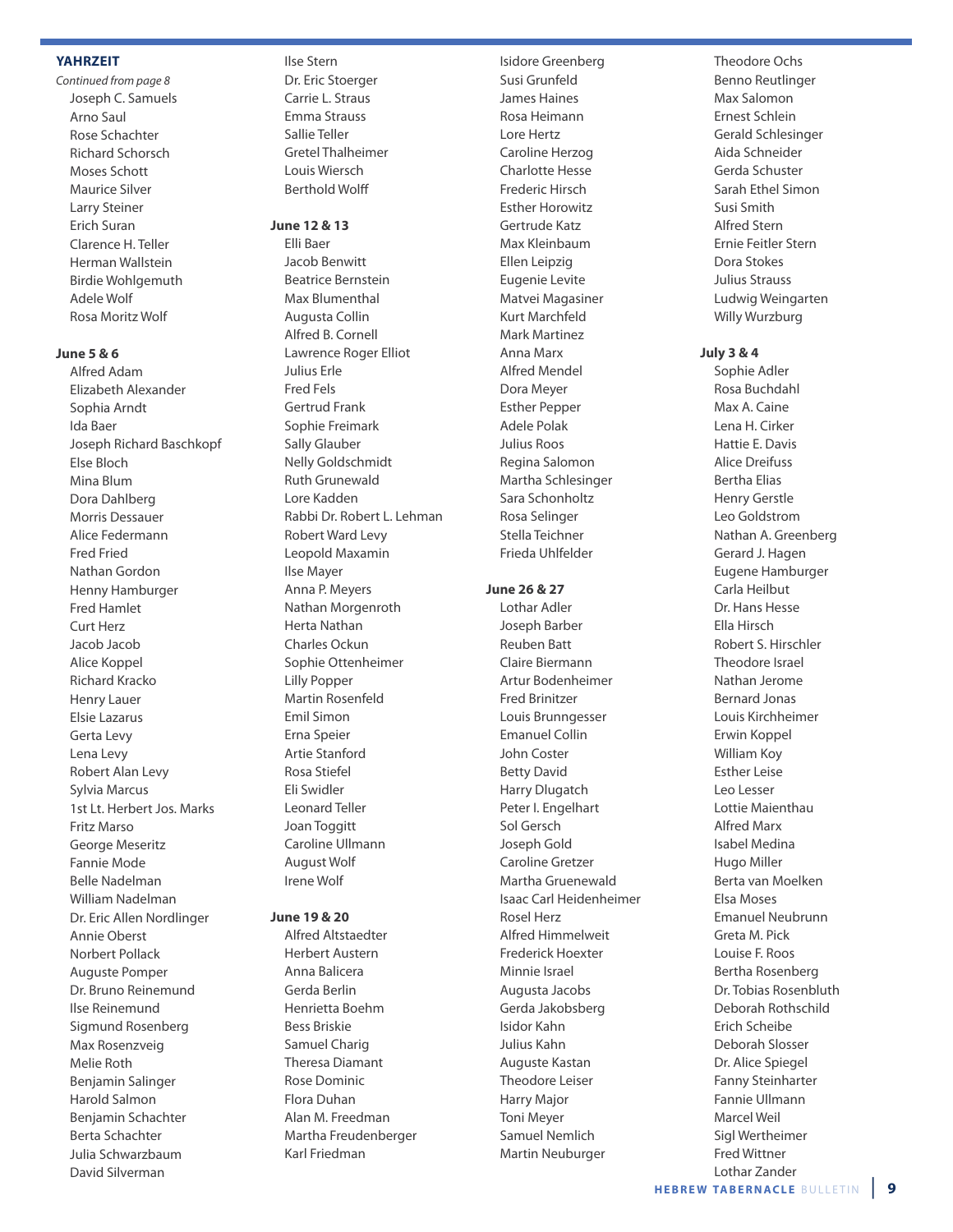## YAHRZEIT

*Continued from page 8*

Joseph C. Samuels
Arno Saul
Rose Schachter
Richard Schorsch
Moses Schott
Maurice Silver
Larry Steiner
Erich Suran
Clarence H. Teller
Herman Wallstein
Birdie Wohlgemuth
Adele Wolf
Rosa Moritz Wolf

**June 5 & 6**

Alfred Adam
Elizabeth Alexander
Sophia Arndt
Ida Baer
Joseph Richard Baschkopf
Else Bloch
Mina Blum
Dora Dahlberg
Morris Dessauer
Alice Federmann
Fred Fried
Nathan Gordon
Henny Hamburger
Fred Hamlet
Curt Herz
Jacob Jacob
Alice Koppel
Richard Kracko
Henry Lauer
Elsie Lazarus
Gerta Levy
Lena Levy
Robert Alan Levy
Sylvia Marcus
1st Lt. Herbert Jos. Marks
Fritz Marso
George Meseritz
Fannie Mode
Belle Nadelman
William Nadelman
Dr. Eric Allen Nordlinger
Annie Oberst
Norbert Pollack
Auguste Pomper
Dr. Bruno Reinemund
Ilse Reinemund
Sigmund Rosenberg
Max Rosenzveig
Melie Roth
Benjamin Salinger
Harold Salmon
Benjamin Schachter
Berta Schachter
Julia Schwarzbaum
David Silverman
Ilse Stern
Dr. Eric Stoerger
Carrie L. Straus
Emma Strauss
Sallie Teller
Gretel Thalheimer
Louis Wiersch
Berthold Wolff

**June 12 & 13**

Elli Baer
Jacob Benwitt
Beatrice Bernstein
Max Blumenthal
Augusta Collin
Alfred B. Cornell
Lawrence Roger Elliot
Julius Erle
Fred Fels
Gertrud Frank
Sophie Freimark
Sally Glauber
Nelly Goldschmidt
Ruth Grunewald
Lore Kadden
Rabbi Dr. Robert L. Lehman
Robert Ward Levy
Leopold Maxamin
Ilse Mayer
Anna P. Meyers
Nathan Morgenroth
Herta Nathan
Charles Ockun
Sophie Ottenheimer
Lilly Popper
Martin Rosenfeld
Emil Simon
Erna Speier
Artie Stanford
Rosa Stiefel
Eli Swidler
Leonard Teller
Joan Toggitt
Caroline Ullmann
August Wolf
Irene Wolf

**June 19 & 20**

Alfred Altstaedter
Herbert Austern
Anna Balicera
Gerda Berlin
Henrietta Boehm
Bess Briskie
Samuel Charig
Theresa Diamant
Rose Dominic
Flora Duhan
Alan M. Freedman
Martha Freudenberger
Karl Friedman
Isidore Greenberg
Susi Grunfeld
James Haines
Rosa Heimann
Lore Hertz
Caroline Herzog
Charlotte Hesse
Frederic Hirsch
Esther Horowitz
Gertrude Katz
Max Kleinbaum
Ellen Leipzig
Eugenie Levite
Matvei Magasiner
Kurt Marchfeld
Mark Martinez
Anna Marx
Alfred Mendel
Dora Meyer
Esther Pepper
Adele Polak
Julius Roos
Regina Salomon
Martha Schlesinger
Sara Schonholtz
Rosa Selinger
Stella Teichner
Frieda Uhlfelder

**June 26 & 27**

Lothar Adler
Joseph Barber
Reuben Batt
Claire Biermann
Artur Bodenheimer
Fred Brinitzer
Louis Brunngesser
Emanuel Collin
John Coster
Betty David
Harry Dlugatch
Peter I. Engelhart
Sol Gersch
Joseph Gold
Caroline Gretzer
Martha Gruenewald
Isaac Carl Heidenheimer
Rosel Herz
Alfred Himmelweit
Frederick Hoexter
Minnie Israel
Augusta Jacobs
Gerda Jakobsberg
Isidor Kahn
Julius Kahn
Auguste Kastan
Theodore Leiser
Harry Major
Toni Meyer
Samuel Nemlich
Martin Neuburger
Theodore Ochs
Benno Reutlinger
Max Salomon
Ernest Schlein
Gerald Schlesinger
Aida Schneider
Gerda Schuster
Sarah Ethel Simon
Susi Smith
Alfred Stern
Ernie Feitler Stern
Dora Stokes
Julius Strauss
Ludwig Weingarten
Willy Wurzburg

**July 3 & 4**

Sophie Adler
Rosa Buchdahl
Max A. Caine
Lena H. Cirker
Hattie E. Davis
Alice Dreifuss
Bertha Elias
Henry Gerstle
Leo Goldstrom
Nathan A. Greenberg
Gerard J. Hagen
Eugene Hamburger
Carla Heilbut
Dr. Hans Hesse
Ella Hirsch
Robert S. Hirschler
Theodore Israel
Nathan Jerome
Bernard Jonas
Louis Kirchheimer
Erwin Koppel
William Koy
Esther Leise
Leo Lesser
Lottie Maienthau
Alfred Marx
Isabel Medina
Hugo Miller
Berta van Moelken
Elsa Moses
Emanuel Neubrunn
Greta M. Pick
Louise F. Roos
Bertha Rosenberg
Dr. Tobias Rosenbluth
Deborah Rothschild
Erich Scheibe
Deborah Slosser
Dr. Alice Spiegel
Fanny Steinharter
Fannie Ullmann
Marcel Weil
Sigl Wertheimer
Fred Wittner
Lothar Zander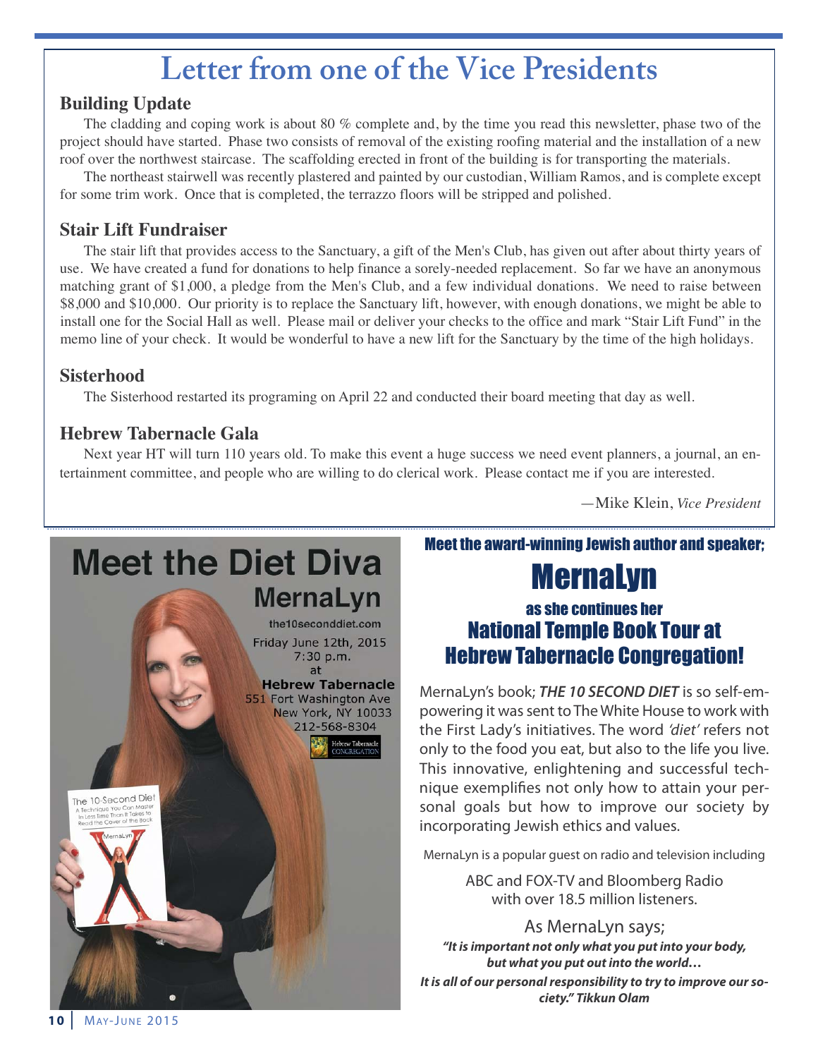# Letter from one of the Vice Presidents

### Building Update

The cladding and coping work is about 80 % complete and, by the time you read this newsletter, phase two of the project should have started. Phase two consists of removal of the existing roofing material and the installation of a new roof over the northwest staircase. The scaffolding erected in front of the building is for transporting the materials.

The northeast stairwell was recently plastered and painted by our custodian, William Ramos, and is complete except for some trim work. Once that is completed, the terrazzo floors will be stripped and polished.

### Stair Lift Fundraiser

The stair lift that provides access to the Sanctuary, a gift of the Men's Club, has given out after about thirty years of use. We have created a fund for donations to help finance a sorely-needed replacement. So far we have an anonymous matching grant of $1,000, a pledge from the Men's Club, and a few individual donations. We need to raise between $8,000 and $10,000. Our priority is to replace the Sanctuary lift, however, with enough donations, we might be able to install one for the Social Hall as well. Please mail or deliver your checks to the office and mark "Stair Lift Fund" in the memo line of your check. It would be wonderful to have a new lift for the Sanctuary by the time of the high holidays.

### Sisterhood

The Sisterhood restarted its programing on April 22 and conducted their board meeting that day as well.

### Hebrew Tabernacle Gala

Next year HT will turn 110 years old. To make this event a huge success we need event planners, a journal, an entertainment committee, and people who are willing to do clerical work. Please contact me if you are interested.

—Mike Klein, *Vice President*

---

# Meet the Diet Diva

## MernaLyn

the10seconddiet.com

Friday June 12th, 2015
7:30 p.m.
at
**Hebrew Tabernacle**
551 Fort Washington Ave
New York, NY 10033
212-568-8304

Meet the award-winning Jewish author and speaker;

## MernaLyn

as she continues her

### National Temple Book Tour at Hebrew Tabernacle Congregation!

MernaLyn's book; ***THE 10 SECOND DIET*** is so self-empowering it was sent to The White House to work with the First Lady's initiatives. The word *'diet'* refers not only to the food you eat, but also to the life you live. This innovative, enlightening and successful technique exemplifies not only how to attain your personal goals but how to improve our society by incorporating Jewish ethics and values.

MernaLyn is a popular guest on radio and television including

ABC and FOX-TV and Bloomberg Radio with over 18.5 million listeners.

As MernaLyn says;

***"It is important not only what you put into your body, but what you put out into the world…***

***It is all of our personal responsibility to try to improve our society." Tikkun Olam***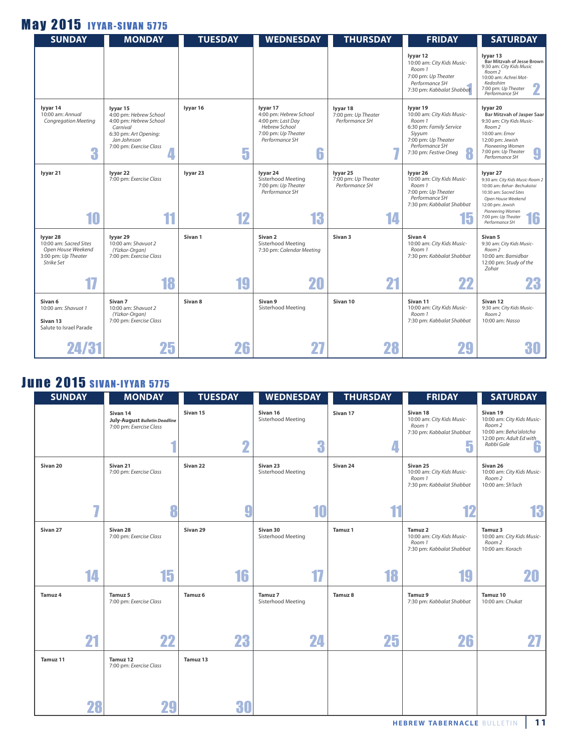# May 2015 IYYAR-SIVAN 5775

| SUNDAY | MONDAY | TUESDAY | WEDNESDAY | THURSDAY | FRIDAY | SATURDAY |
|---|---|---|---|---|---|---|
| | | | | | **Iyyar 12** 10:00 am: *City Kids Music-Room 1* 7:00 pm: *Up Theater Performance SH* 7:30 pm: *Kabbalat Shabbat* **1** | **Iyyar 13** **Bar Mitzvah of Jesse Brown** 9:30 am: *City Kids Music Room 2* 10:00 am: *Achrei Mot-Kedoshim* 7:00 pm: *Up Theater Performance SH* **2** |
| **Iyyar 14** 10:00 am: *Annual Congregation Meeting* **3** | **Iyyar 15** 4:00 pm: *Hebrew School* 4:00 pm: *Hebrew School Carnival* 6:30 pm: *Art Opening: Jan Johnson* 7:00 pm: *Exercise Class* **4** | **Iyyar 16** **5** | **Iyyar 17** 4:00 pm: *Hebrew School* 4:00 pm: *Last Day Hebrew School* 7:00 pm: *Up Theater Performance SH* **6** | **Iyyar 18** 7:00 pm: *Up Theater Performance SH* **7** | **Iyyar 19** 10:00 am: *City Kids Music-Room 1* 6:30 pm: *Family Service Siyyum* 7:00 pm: *Up Theater Performance SH* 7:30 pm: *Festive Oneg* **8** | **Iyyar 20** **Bar Mitzvah of Jasper Saar** 9:30 am: *City Kids Music-Room 2* 10:00 am: *Emor* 12:00 pm: *Jewish Pioneering Women* 7:00 pm: *Up Theater Performance SH* **9** |
| **Iyyar 21** **10** | **Iyyar 22** 7:00 pm: *Exercise Class* **11** | **Iyyar 23** **12** | **Iyyar 24** Sisterhood Meeting 7:00 pm: *Up Theater Performance SH* **13** | **Iyyar 25** 7:00 pm: *Up Theater Performance SH* **14** | **Iyyar 26** 10:00 am: *City Kids Music-Room 1* 7:00 pm: *Up Theater Performance SH* 7:30 pm: *Kabbalat Shabbat* **15** | **Iyyar 27** 9:30 am: *City Kids Music-Room 2* 10:00 am: *Behar- Bechukotai* 10:30 am: *Sacred Sites Open House Weekend* 12:00 pm: *Jewish Pioneering Women* 7:00 pm: *Up Theater Performance SH* **16** |
| **Iyyar 28** 10:00 am: *Sacred Sites Open House Weekend* 3:00 pm: *Up Theater Strike Set* **17** | **Iyyar 29** 10:00 am: *Shavuot 2 (Yizkor-Organ)* 7:00 pm: *Exercise Class* **18** | **Sivan 1** **19** | **Sivan 2** Sisterhood Meeting 7:30 pm: *Calendar Meeting* **20** | **Sivan 3** **21** | **Sivan 4** 10:00 am: *City Kids Music-Room 1* 7:30 pm: *Kabbalat Shabbat* **22** | **Sivan 5** 9:30 am: *City Kids Music-Room 2* 10:00 am: *Bamidbar* 12:00 pm: *Study of the Zohar* **23** |
| **Sivan 6** 10:00 am: *Shavuot 1* **Sivan 13** Salute to Israel Parade **24/31** | **Sivan 7** 10:00 am: *Shavuot 2 (Yizkor-Organ)* 7:00 pm: *Exercise Class* **25** | **Sivan 8** **26** | **Sivan 9** Sisterhood Meeting **27** | **Sivan 10** **28** | **Sivan 11** 10:00 am: *City Kids Music-Room 1* 7:30 pm: *Kabbalat Shabbat* **29** | **Sivan 12** 9:30 am: *City Kids Music-Room 2* 10:00 am: *Nasso* **30** |

# June 2015 SIVAN-IYYAR 5775

| SUNDAY | MONDAY | TUESDAY | WEDNESDAY | THURSDAY | FRIDAY | SATURDAY |
|---|---|---|---|---|---|---|
| | **Sivan 14** **July-August *Bulletin Deadline*** 7:00 pm: *Exercise Class* **1** | **Sivan 15** **2** | **Sivan 16** Sisterhood Meeting **3** | **Sivan 17** **4** | **Sivan 18** 10:00 am: *City Kids Music-Room 1* 7:30 pm: *Kabbalat Shabbat* **5** | **Sivan 19** 10:00 am: *City Kids Music-Room 2* 10:00 am: *Beha'alotcha* 12:00 pm: *Adult Ed with Rabbi Gale* **6** |
| **Sivan 20** **7** | **Sivan 21** 7:00 pm: *Exercise Class* **8** | **Sivan 22** **9** | **Sivan 23** Sisterhood Meeting **10** | **Sivan 24** **11** | **Sivan 25** 10:00 am: *City Kids Music-Room 1* 7:30 pm: *Kabbalat Shabbat* **12** | **Sivan 26** 10:00 am: *City Kids Music-Room 2* 10:00 am: *Sh'lach* **13** |
| **Sivan 27** **14** | **Sivan 28** 7:00 pm: *Exercise Class* **15** | **Sivan 29** **16** | **Sivan 30** Sisterhood Meeting **17** | **Tamuz 1** **18** | **Tamuz 2** 10:00 am: *City Kids Music-Room 1* 7:30 pm: *Kabbalat Shabbat* **19** | **Tamuz 3** 10:00 am: *City Kids Music-Room 2* 10:00 am: *Korach* **20** |
| **Tamuz 4** **21** | **Tamuz 5** 7:00 pm: *Exercise Class* **22** | **Tamuz 6** **23** | **Tamuz 7** Sisterhood Meeting **24** | **Tamuz 8** **25** | **Tamuz 9** 7:30 pm: *Kabbalat Shabbat* **26** | **Tamuz 10** 10:00 am: *Chukat* **27** |
| **Tamuz 11** **28** | **Tamuz 12** 7:00 pm: *Exercise Class* **29** | **Tamuz 13** **30** | | | | |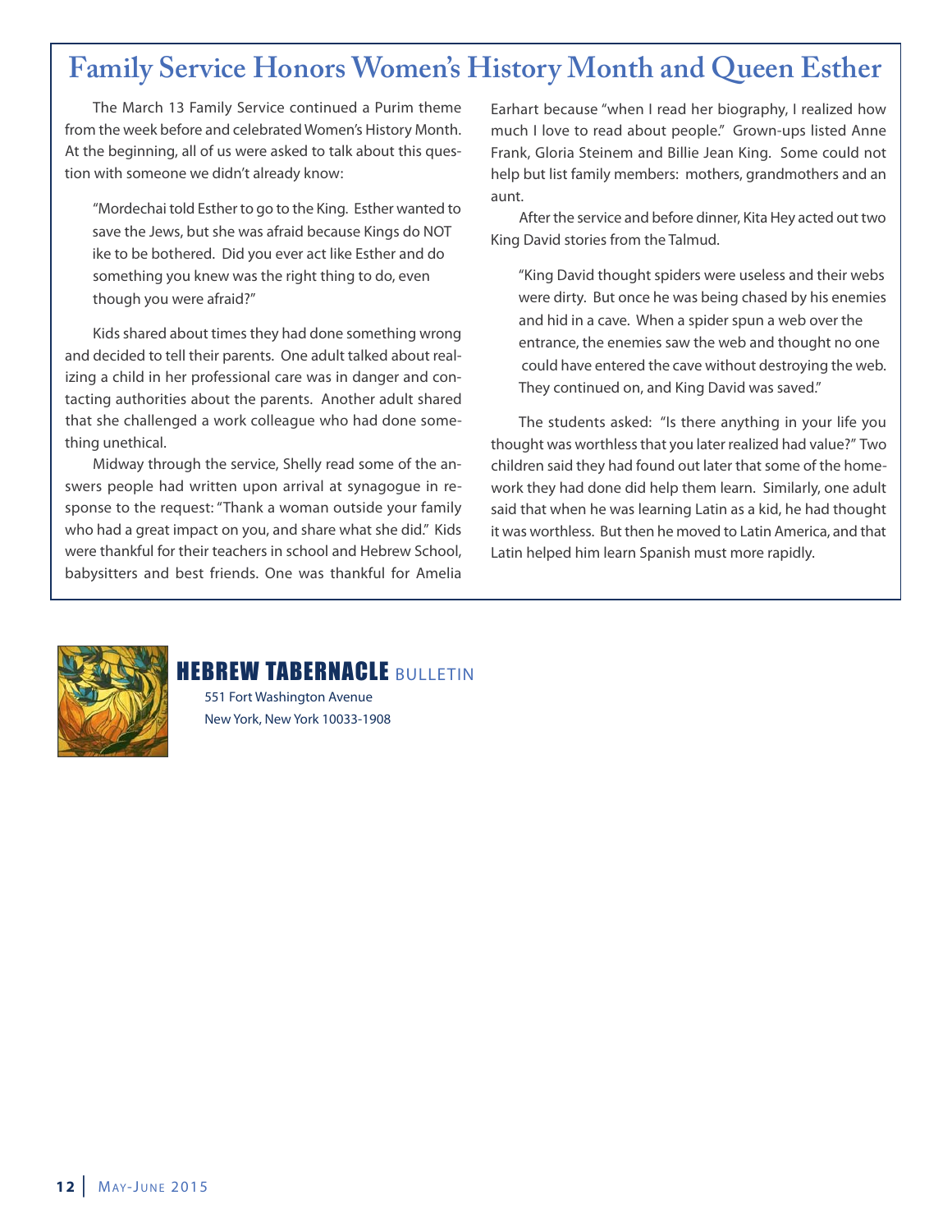# Family Service Honors Women's History Month and Queen Esther

The March 13 Family Service continued a Purim theme from the week before and celebrated Women's History Month. At the beginning, all of us were asked to talk about this question with someone we didn't already know:

> "Mordechai told Esther to go to the King. Esther wanted to save the Jews, but she was afraid because Kings do NOT ike to be bothered. Did you ever act like Esther and do something you knew was the right thing to do, even though you were afraid?"

Kids shared about times they had done something wrong and decided to tell their parents. One adult talked about realizing a child in her professional care was in danger and contacting authorities about the parents. Another adult shared that she challenged a work colleague who had done something unethical.

Midway through the service, Shelly read some of the answers people had written upon arrival at synagogue in response to the request: "Thank a woman outside your family who had a great impact on you, and share what she did." Kids were thankful for their teachers in school and Hebrew School, babysitters and best friends. One was thankful for Amelia Earhart because "when I read her biography, I realized how much I love to read about people." Grown-ups listed Anne Frank, Gloria Steinem and Billie Jean King. Some could not help but list family members: mothers, grandmothers and an aunt.

After the service and before dinner, Kita Hey acted out two King David stories from the Talmud.

> "King David thought spiders were useless and their webs were dirty. But once he was being chased by his enemies and hid in a cave. When a spider spun a web over the entrance, the enemies saw the web and thought no one could have entered the cave without destroying the web. They continued on, and King David was saved."

The students asked: "Is there anything in your life you thought was worthless that you later realized had value?" Two children said they had found out later that some of the homework they had done did help them learn. Similarly, one adult said that when he was learning Latin as a kid, he had thought it was worthless. But then he moved to Latin America, and that Latin helped him learn Spanish must more rapidly.

**HEBREW TABERNACLE** BULLETIN

551 Fort Washington Avenue
New York, New York 10033-1908